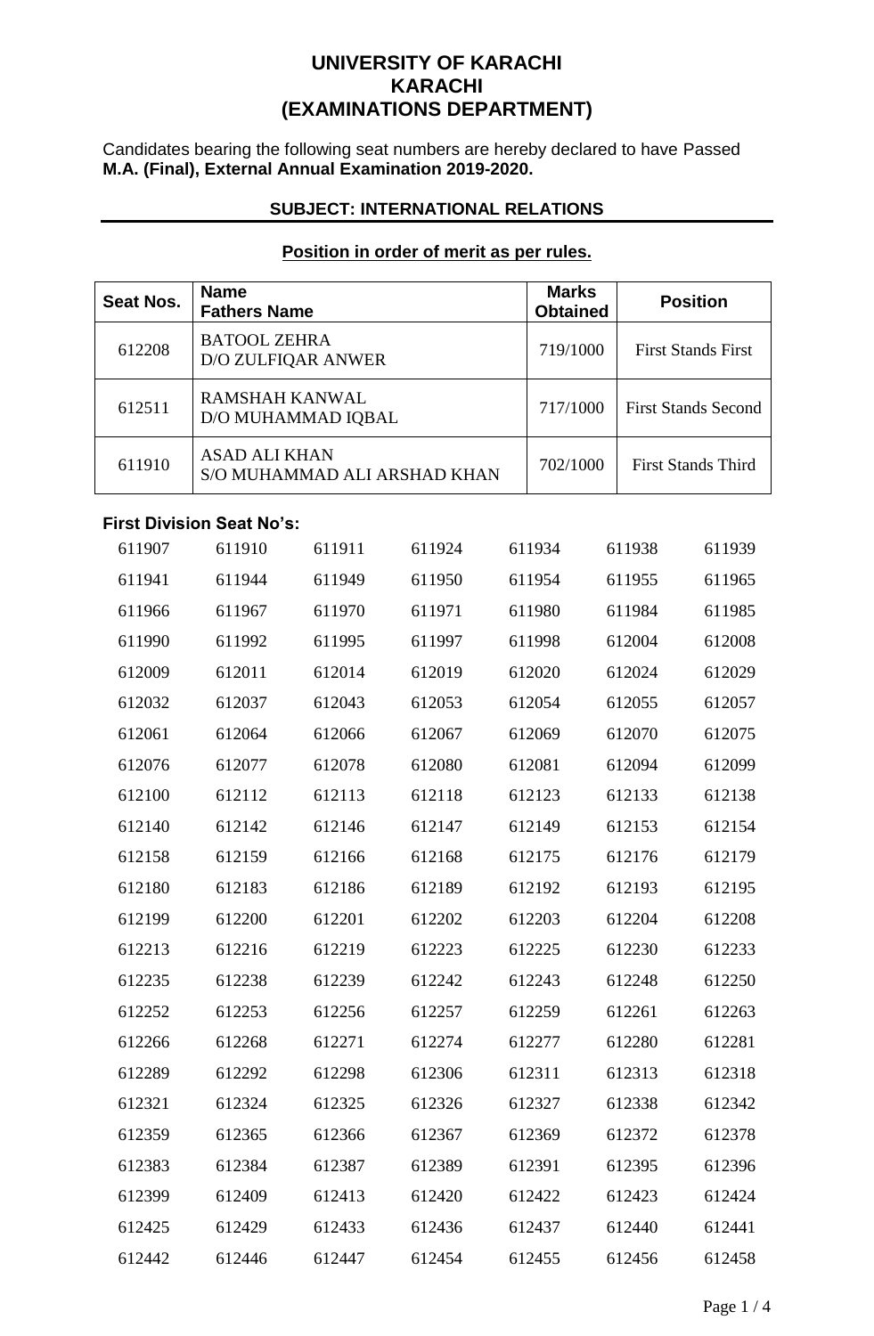# UNIVERSITY OF KARACHI
## KARACHI
## (EXAMINATIONS DEPARTMENT)

Candidates bearing the following seat numbers are hereby declared to have Passed **M.A. (Final), External Annual Examination 2019-2020.**

### SUBJECT: INTERNATIONAL RELATIONS

**Position in order of merit as per rules.**

| Seat Nos. | Name<br>Fathers Name | Marks Obtained | Position |
|---|---|---|---|
| 612208 | BATOOL ZEHRA<br>D/O ZULFIQAR ANWER | 719/1000 | First Stands First |
| 612511 | RAMSHAH KANWAL<br>D/O MUHAMMAD IQBAL | 717/1000 | First Stands Second |
| 611910 | ASAD ALI KHAN<br>S/O MUHAMMAD ALI ARSHAD KHAN | 702/1000 | First Stands Third |

**First Division Seat No's:**

| | | | | | | |
|---|---|---|---|---|---|---|
| 611907 | 611910 | 611911 | 611924 | 611934 | 611938 | 611939 |
| 611941 | 611944 | 611949 | 611950 | 611954 | 611955 | 611965 |
| 611966 | 611967 | 611970 | 611971 | 611980 | 611984 | 611985 |
| 611990 | 611992 | 611995 | 611997 | 611998 | 612004 | 612008 |
| 612009 | 612011 | 612014 | 612019 | 612020 | 612024 | 612029 |
| 612032 | 612037 | 612043 | 612053 | 612054 | 612055 | 612057 |
| 612061 | 612064 | 612066 | 612067 | 612069 | 612070 | 612075 |
| 612076 | 612077 | 612078 | 612080 | 612081 | 612094 | 612099 |
| 612100 | 612112 | 612113 | 612118 | 612123 | 612133 | 612138 |
| 612140 | 612142 | 612146 | 612147 | 612149 | 612153 | 612154 |
| 612158 | 612159 | 612166 | 612168 | 612175 | 612176 | 612179 |
| 612180 | 612183 | 612186 | 612189 | 612192 | 612193 | 612195 |
| 612199 | 612200 | 612201 | 612202 | 612203 | 612204 | 612208 |
| 612213 | 612216 | 612219 | 612223 | 612225 | 612230 | 612233 |
| 612235 | 612238 | 612239 | 612242 | 612243 | 612248 | 612250 |
| 612252 | 612253 | 612256 | 612257 | 612259 | 612261 | 612263 |
| 612266 | 612268 | 612271 | 612274 | 612277 | 612280 | 612281 |
| 612289 | 612292 | 612298 | 612306 | 612311 | 612313 | 612318 |
| 612321 | 612324 | 612325 | 612326 | 612327 | 612338 | 612342 |
| 612359 | 612365 | 612366 | 612367 | 612369 | 612372 | 612378 |
| 612383 | 612384 | 612387 | 612389 | 612391 | 612395 | 612396 |
| 612399 | 612409 | 612413 | 612420 | 612422 | 612423 | 612424 |
| 612425 | 612429 | 612433 | 612436 | 612437 | 612440 | 612441 |
| 612442 | 612446 | 612447 | 612454 | 612455 | 612456 | 612458 |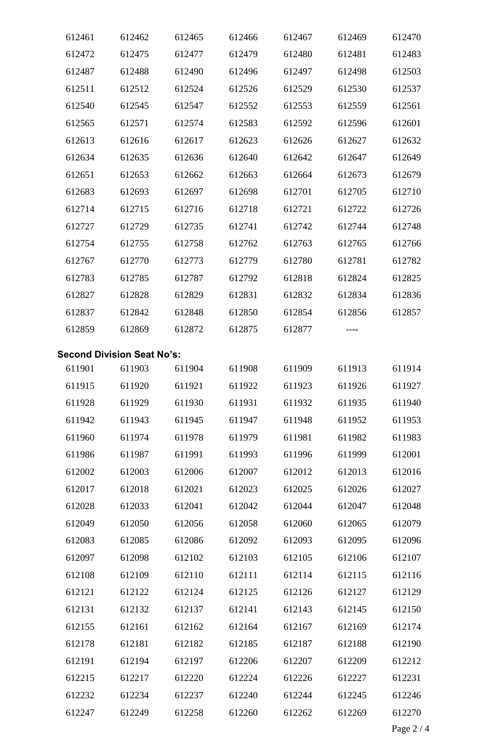| | | | | | | |
|---|---|---|---|---|---|---|
| 612461 | 612462 | 612465 | 612466 | 612467 | 612469 | 612470 |
| 612472 | 612475 | 612477 | 612479 | 612480 | 612481 | 612483 |
| 612487 | 612488 | 612490 | 612496 | 612497 | 612498 | 612503 |
| 612511 | 612512 | 612524 | 612526 | 612529 | 612530 | 612537 |
| 612540 | 612545 | 612547 | 612552 | 612553 | 612559 | 612561 |
| 612565 | 612571 | 612574 | 612583 | 612592 | 612596 | 612601 |
| 612613 | 612616 | 612617 | 612623 | 612626 | 612627 | 612632 |
| 612634 | 612635 | 612636 | 612640 | 612642 | 612647 | 612649 |
| 612651 | 612653 | 612662 | 612663 | 612664 | 612673 | 612679 |
| 612683 | 612693 | 612697 | 612698 | 612701 | 612705 | 612710 |
| 612714 | 612715 | 612716 | 612718 | 612721 | 612722 | 612726 |
| 612727 | 612729 | 612735 | 612741 | 612742 | 612744 | 612748 |
| 612754 | 612755 | 612758 | 612762 | 612763 | 612765 | 612766 |
| 612767 | 612770 | 612773 | 612779 | 612780 | 612781 | 612782 |
| 612783 | 612785 | 612787 | 612792 | 612818 | 612824 | 612825 |
| 612827 | 612828 | 612829 | 612831 | 612832 | 612834 | 612836 |
| 612837 | 612842 | 612848 | 612850 | 612854 | 612856 | 612857 |
| 612859 | 612869 | 612872 | 612875 | 612877 | ---- | |

**Second Division Seat No's:**

| | | | | | | |
|---|---|---|---|---|---|---|
| 611901 | 611903 | 611904 | 611908 | 611909 | 611913 | 611914 |
| 611915 | 611920 | 611921 | 611922 | 611923 | 611926 | 611927 |
| 611928 | 611929 | 611930 | 611931 | 611932 | 611935 | 611940 |
| 611942 | 611943 | 611945 | 611947 | 611948 | 611952 | 611953 |
| 611960 | 611974 | 611978 | 611979 | 611981 | 611982 | 611983 |
| 611986 | 611987 | 611991 | 611993 | 611996 | 611999 | 612001 |
| 612002 | 612003 | 612006 | 612007 | 612012 | 612013 | 612016 |
| 612017 | 612018 | 612021 | 612023 | 612025 | 612026 | 612027 |
| 612028 | 612033 | 612041 | 612042 | 612044 | 612047 | 612048 |
| 612049 | 612050 | 612056 | 612058 | 612060 | 612065 | 612079 |
| 612083 | 612085 | 612086 | 612092 | 612093 | 612095 | 612096 |
| 612097 | 612098 | 612102 | 612103 | 612105 | 612106 | 612107 |
| 612108 | 612109 | 612110 | 612111 | 612114 | 612115 | 612116 |
| 612121 | 612122 | 612124 | 612125 | 612126 | 612127 | 612129 |
| 612131 | 612132 | 612137 | 612141 | 612143 | 612145 | 612150 |
| 612155 | 612161 | 612162 | 612164 | 612167 | 612169 | 612174 |
| 612178 | 612181 | 612182 | 612185 | 612187 | 612188 | 612190 |
| 612191 | 612194 | 612197 | 612206 | 612207 | 612209 | 612212 |
| 612215 | 612217 | 612220 | 612224 | 612226 | 612227 | 612231 |
| 612232 | 612234 | 612237 | 612240 | 612244 | 612245 | 612246 |
| 612247 | 612249 | 612258 | 612260 | 612262 | 612269 | 612270 |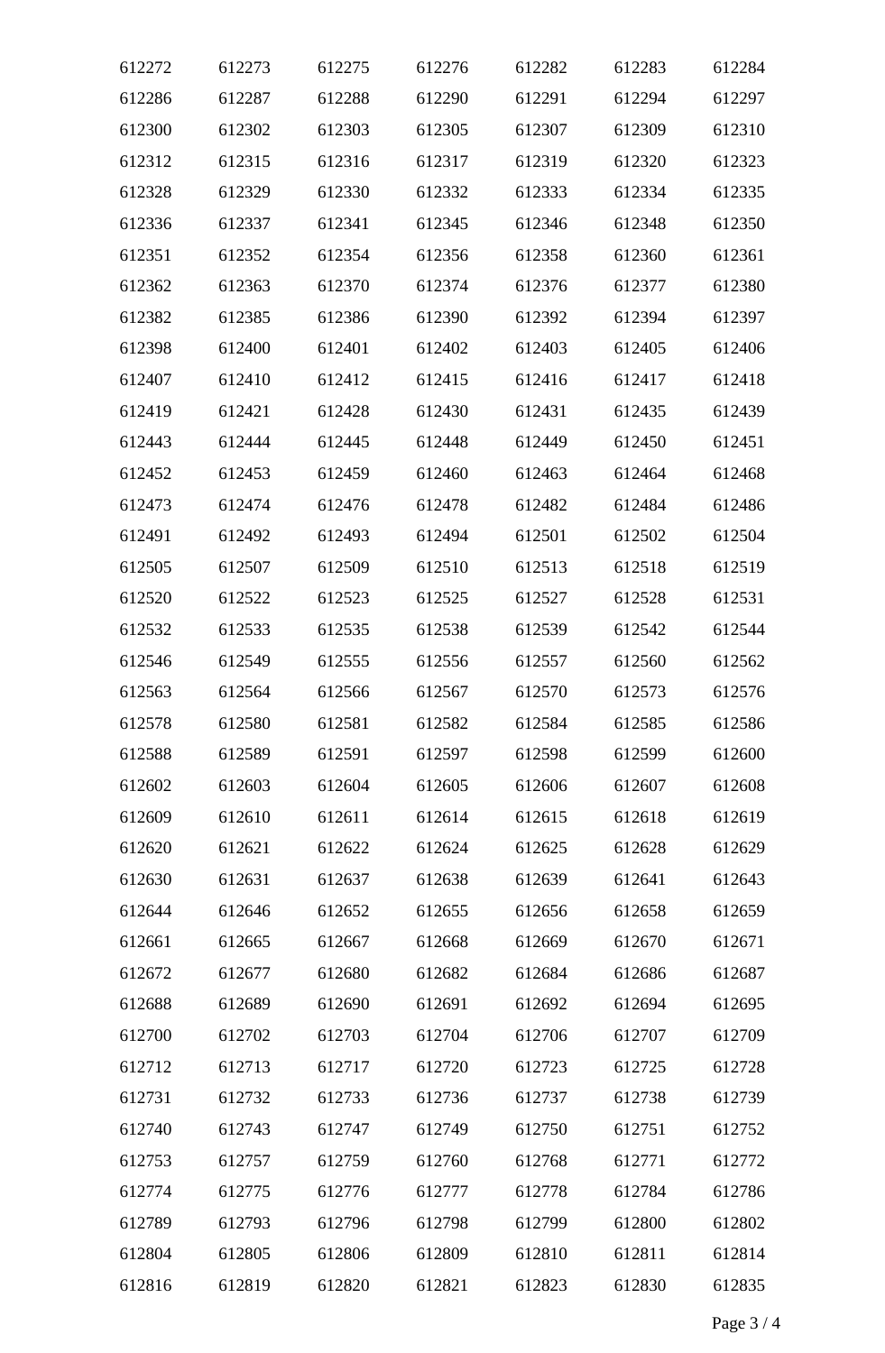| | | | | | | |
|---|---|---|---|---|---|---|
| 612272 | 612273 | 612275 | 612276 | 612282 | 612283 | 612284 |
| 612286 | 612287 | 612288 | 612290 | 612291 | 612294 | 612297 |
| 612300 | 612302 | 612303 | 612305 | 612307 | 612309 | 612310 |
| 612312 | 612315 | 612316 | 612317 | 612319 | 612320 | 612323 |
| 612328 | 612329 | 612330 | 612332 | 612333 | 612334 | 612335 |
| 612336 | 612337 | 612341 | 612345 | 612346 | 612348 | 612350 |
| 612351 | 612352 | 612354 | 612356 | 612358 | 612360 | 612361 |
| 612362 | 612363 | 612370 | 612374 | 612376 | 612377 | 612380 |
| 612382 | 612385 | 612386 | 612390 | 612392 | 612394 | 612397 |
| 612398 | 612400 | 612401 | 612402 | 612403 | 612405 | 612406 |
| 612407 | 612410 | 612412 | 612415 | 612416 | 612417 | 612418 |
| 612419 | 612421 | 612428 | 612430 | 612431 | 612435 | 612439 |
| 612443 | 612444 | 612445 | 612448 | 612449 | 612450 | 612451 |
| 612452 | 612453 | 612459 | 612460 | 612463 | 612464 | 612468 |
| 612473 | 612474 | 612476 | 612478 | 612482 | 612484 | 612486 |
| 612491 | 612492 | 612493 | 612494 | 612501 | 612502 | 612504 |
| 612505 | 612507 | 612509 | 612510 | 612513 | 612518 | 612519 |
| 612520 | 612522 | 612523 | 612525 | 612527 | 612528 | 612531 |
| 612532 | 612533 | 612535 | 612538 | 612539 | 612542 | 612544 |
| 612546 | 612549 | 612555 | 612556 | 612557 | 612560 | 612562 |
| 612563 | 612564 | 612566 | 612567 | 612570 | 612573 | 612576 |
| 612578 | 612580 | 612581 | 612582 | 612584 | 612585 | 612586 |
| 612588 | 612589 | 612591 | 612597 | 612598 | 612599 | 612600 |
| 612602 | 612603 | 612604 | 612605 | 612606 | 612607 | 612608 |
| 612609 | 612610 | 612611 | 612614 | 612615 | 612618 | 612619 |
| 612620 | 612621 | 612622 | 612624 | 612625 | 612628 | 612629 |
| 612630 | 612631 | 612637 | 612638 | 612639 | 612641 | 612643 |
| 612644 | 612646 | 612652 | 612655 | 612656 | 612658 | 612659 |
| 612661 | 612665 | 612667 | 612668 | 612669 | 612670 | 612671 |
| 612672 | 612677 | 612680 | 612682 | 612684 | 612686 | 612687 |
| 612688 | 612689 | 612690 | 612691 | 612692 | 612694 | 612695 |
| 612700 | 612702 | 612703 | 612704 | 612706 | 612707 | 612709 |
| 612712 | 612713 | 612717 | 612720 | 612723 | 612725 | 612728 |
| 612731 | 612732 | 612733 | 612736 | 612737 | 612738 | 612739 |
| 612740 | 612743 | 612747 | 612749 | 612750 | 612751 | 612752 |
| 612753 | 612757 | 612759 | 612760 | 612768 | 612771 | 612772 |
| 612774 | 612775 | 612776 | 612777 | 612778 | 612784 | 612786 |
| 612789 | 612793 | 612796 | 612798 | 612799 | 612800 | 612802 |
| 612804 | 612805 | 612806 | 612809 | 612810 | 612811 | 612814 |
| 612816 | 612819 | 612820 | 612821 | 612823 | 612830 | 612835 |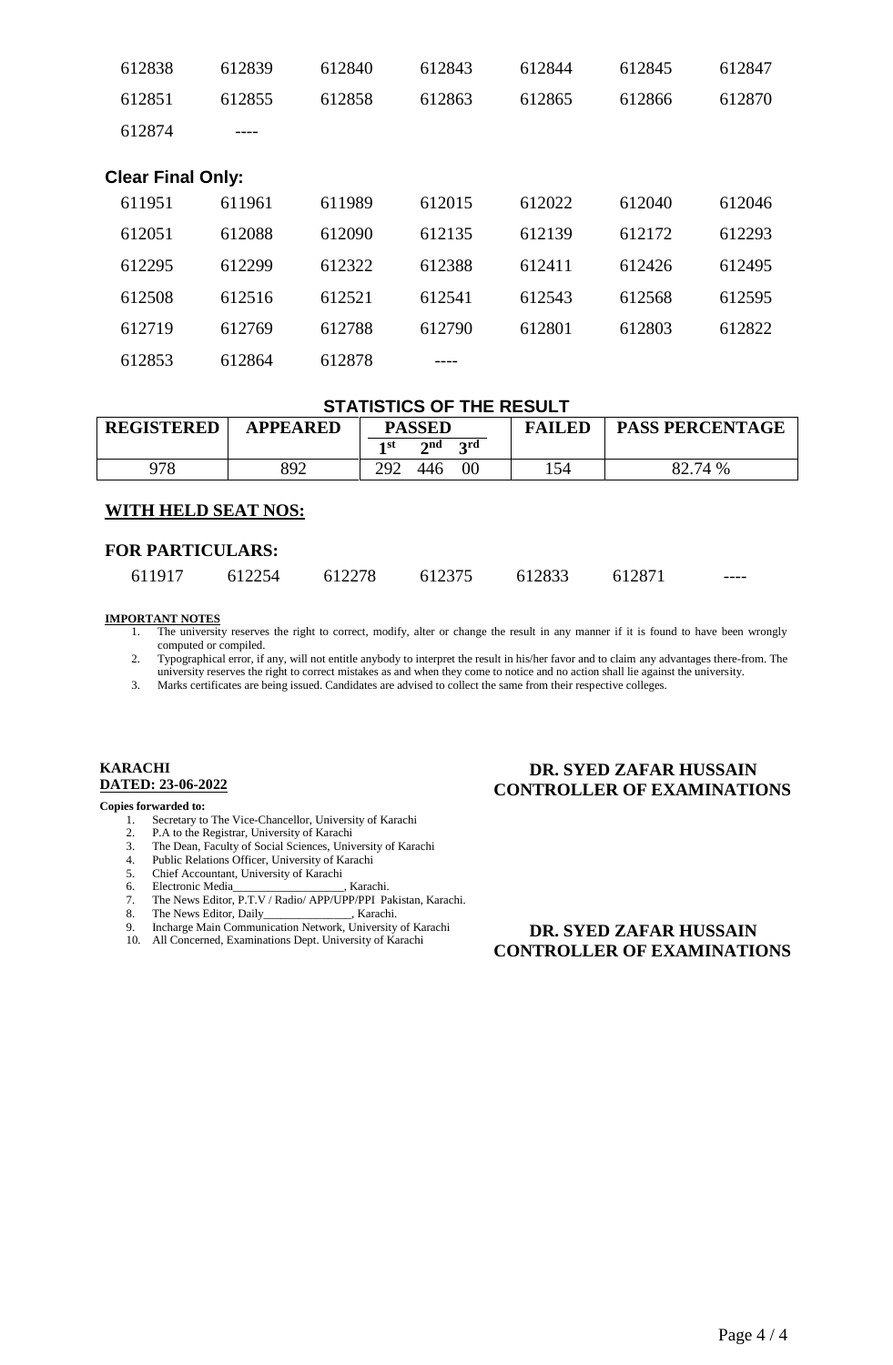| | | | | | | |
|---|---|---|---|---|---|---|
| 612838 | 612839 | 612840 | 612843 | 612844 | 612845 | 612847 |
| 612851 | 612855 | 612858 | 612863 | 612865 | 612866 | 612870 |
| 612874 | ---- | | | | | |

**Clear Final Only:**

| | | | | | | |
|---|---|---|---|---|---|---|
| 611951 | 611961 | 611989 | 612015 | 612022 | 612040 | 612046 |
| 612051 | 612088 | 612090 | 612135 | 612139 | 612172 | 612293 |
| 612295 | 612299 | 612322 | 612388 | 612411 | 612426 | 612495 |
| 612508 | 612516 | 612521 | 612541 | 612543 | 612568 | 612595 |
| 612719 | 612769 | 612788 | 612790 | 612801 | 612803 | 612822 |
| 612853 | 612864 | 612878 | ---- | | | |

**STATISTICS OF THE RESULT**

| REGISTERED | APPEARED | PASSED | | | FAILED | PASS PERCENTAGE |
|---|---|---|---|---|---|---|
| | | 1st | 2nd | 3rd | | |
| 978 | 892 | 292 | 446 | 00 | 154 | 82.74 % |

**WITH HELD SEAT NOS:**

**FOR PARTICULARS:**

| | | | | | | |
|---|---|---|---|---|---|---|
| 611917 | 612254 | 612278 | 612375 | 612833 | 612871 | ---- |

**IMPORTANT NOTES**

1. The university reserves the right to correct, modify, alter or change the result in any manner if it is found to have been wrongly computed or compiled.
2. Typographical error, if any, will not entitle anybody to interpret the result in his/her favor and to claim any advantages there-from. The university reserves the right to correct mistakes as and when they come to notice and no action shall lie against the university.
3. Marks certificates are being issued. Candidates are advised to collect the same from their respective colleges.

**KARACHI**
**DATED: 23-06-2022**

**DR. SYED ZAFAR HUSSAIN**
**CONTROLLER OF EXAMINATIONS**

**Copies forwarded to:**

1. Secretary to The Vice-Chancellor, University of Karachi
2. P.A to the Registrar, University of Karachi
3. The Dean, Faculty of Social Sciences, University of Karachi
4. Public Relations Officer, University of Karachi
5. Chief Accountant, University of Karachi
6. Electronic Media___________________, Karachi.
7. The News Editor, P.T.V / Radio/ APP/UPP/PPI Pakistan, Karachi.
8. The News Editor, Daily_______________, Karachi.
9. Incharge Main Communication Network, University of Karachi
10. All Concerned, Examinations Dept. University of Karachi

**DR. SYED ZAFAR HUSSAIN**
**CONTROLLER OF EXAMINATIONS**